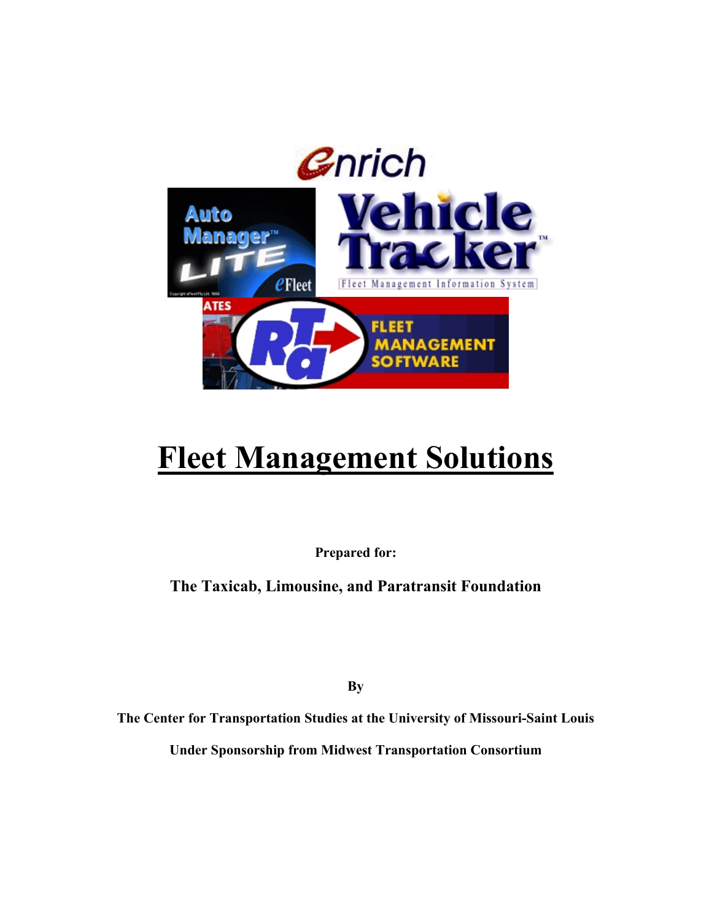# Fleet Management Solutions

**Prepared for:**

**The Taxicab, Limousine, and Paratransit Foundation**

**By**

**The Center for Transportation Studies at the University of Missouri-Saint Louis**

**Under Sponsorship from Midwest Transportation Consortium**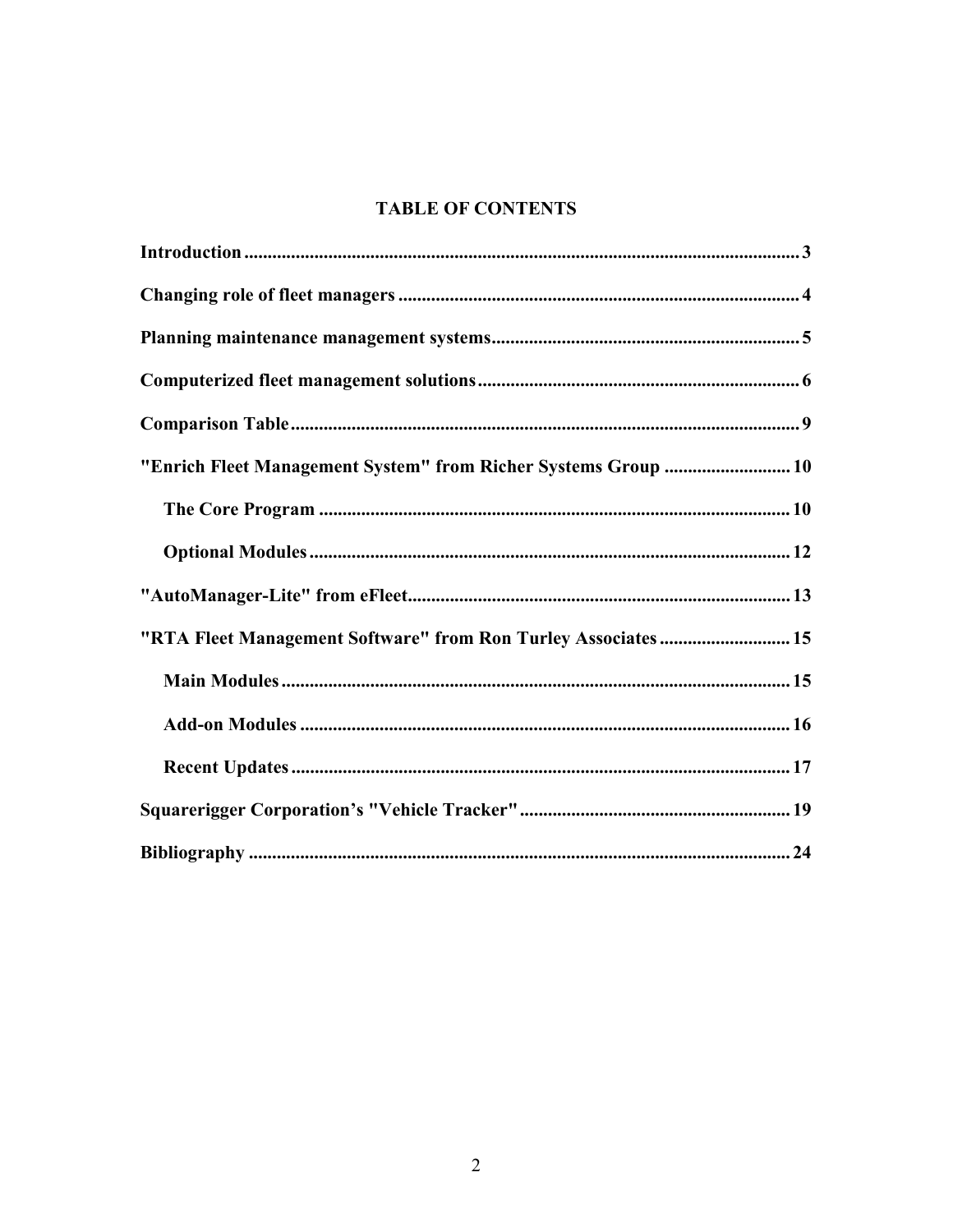# TABLE OF CONTENTS

**Introduction** ........................................................................................................ **3**

**Changing role of fleet managers** ........................................................................ **4**

**Planning maintenance management systems** .................................................... **5**

**Computerized fleet management solutions** ....................................................... **6**

**Comparison Table** ............................................................................................... **9**

**"Enrich Fleet Management System" from Richer Systems Group** ........................... **10**

- **The Core Program** ........................................................................................ **10**
- **Optional Modules** ......................................................................................... **12**

**"AutoManager-Lite" from eFleet** ........................................................................ **13**

**"RTA Fleet Management Software" from Ron Turley Associates** ........................... **15**

- **Main Modules** .............................................................................................. **15**
- **Add-on Modules** .......................................................................................... **16**
- **Recent Updates** ........................................................................................... **17**

**Squarerigger Corporation's "Vehicle Tracker"** ......................................................... **19**

**Bibliography** ......................................................................................................... **24**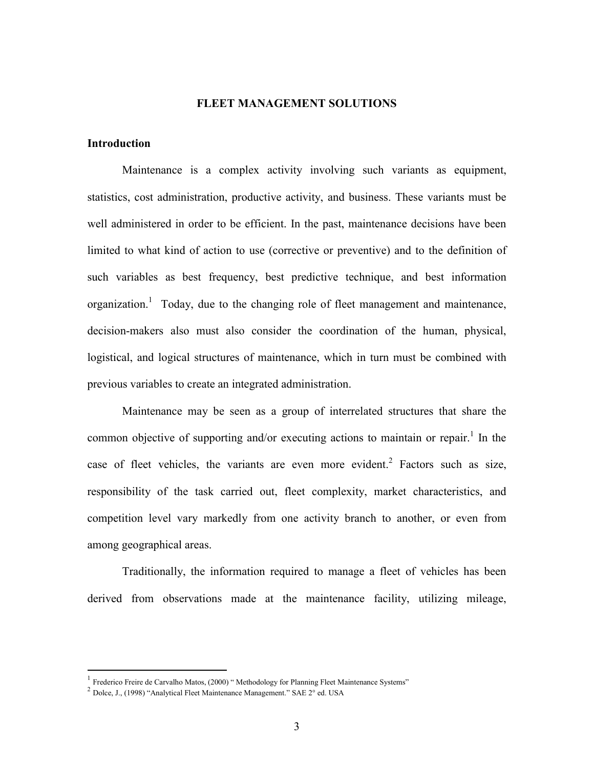# FLEET MANAGEMENT SOLUTIONS

## Introduction

Maintenance is a complex activity involving such variants as equipment, statistics, cost administration, productive activity, and business. These variants must be well administered in order to be efficient. In the past, maintenance decisions have been limited to what kind of action to use (corrective or preventive) and to the definition of such variables as best frequency, best predictive technique, and best information organization.[1] Today, due to the changing role of fleet management and maintenance, decision-makers also must also consider the coordination of the human, physical, logistical, and logical structures of maintenance, which in turn must be combined with previous variables to create an integrated administration.

Maintenance may be seen as a group of interrelated structures that share the common objective of supporting and/or executing actions to maintain or repair.[1] In the case of fleet vehicles, the variants are even more evident.[2] Factors such as size, responsibility of the task carried out, fleet complexity, market characteristics, and competition level vary markedly from one activity branch to another, or even from among geographical areas.

Traditionally, the information required to manage a fleet of vehicles has been derived from observations made at the maintenance facility, utilizing mileage,

---

[1] Frederico Freire de Carvalho Matos, (2000) " Methodology for Planning Fleet Maintenance Systems"

[2] Dolce, J., (1998) "Analytical Fleet Maintenance Management." SAE 2° ed. USA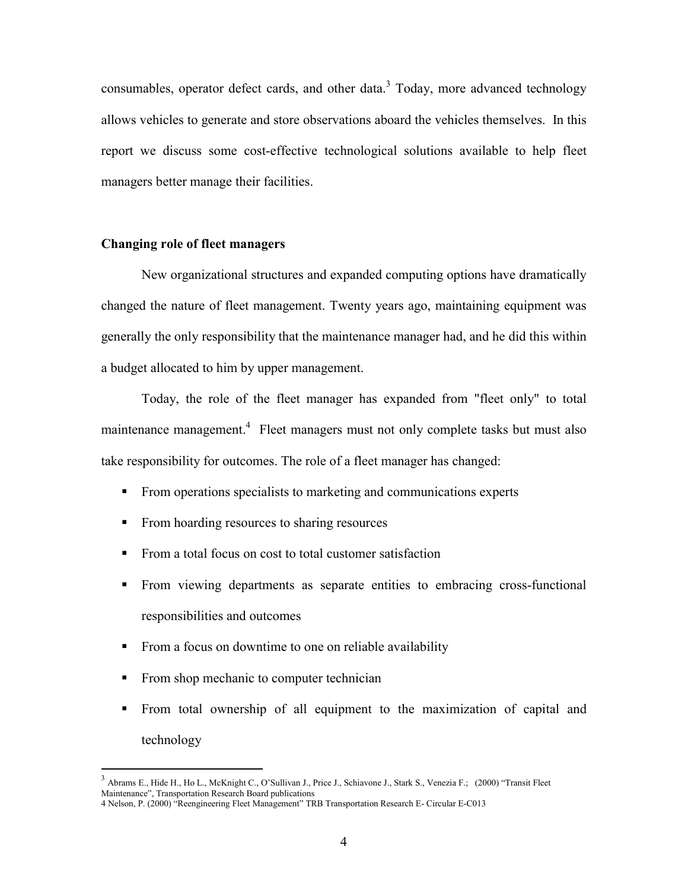consumables, operator defect cards, and other data.[3] Today, more advanced technology allows vehicles to generate and store observations aboard the vehicles themselves. In this report we discuss some cost-effective technological solutions available to help fleet managers better manage their facilities.

**Changing role of fleet managers**

New organizational structures and expanded computing options have dramatically changed the nature of fleet management. Twenty years ago, maintaining equipment was generally the only responsibility that the maintenance manager had, and he did this within a budget allocated to him by upper management.

Today, the role of the fleet manager has expanded from "fleet only" to total maintenance management.[4] Fleet managers must not only complete tasks but must also take responsibility for outcomes. The role of a fleet manager has changed:

- From operations specialists to marketing and communications experts
- From hoarding resources to sharing resources
- From a total focus on cost to total customer satisfaction
- From viewing departments as separate entities to embracing cross-functional responsibilities and outcomes
- From a focus on downtime to one on reliable availability
- From shop mechanic to computer technician
- From total ownership of all equipment to the maximization of capital and technology

---

[3] Abrams E., Hide H., Ho L., McKnight C., O'Sullivan J., Price J., Schiavone J., Stark S., Venezia F.; (2000) "Transit Fleet Maintenance", Transportation Research Board publications

[4] Nelson, P. (2000) "Reengineering Fleet Management" TRB Transportation Research E- Circular E-C013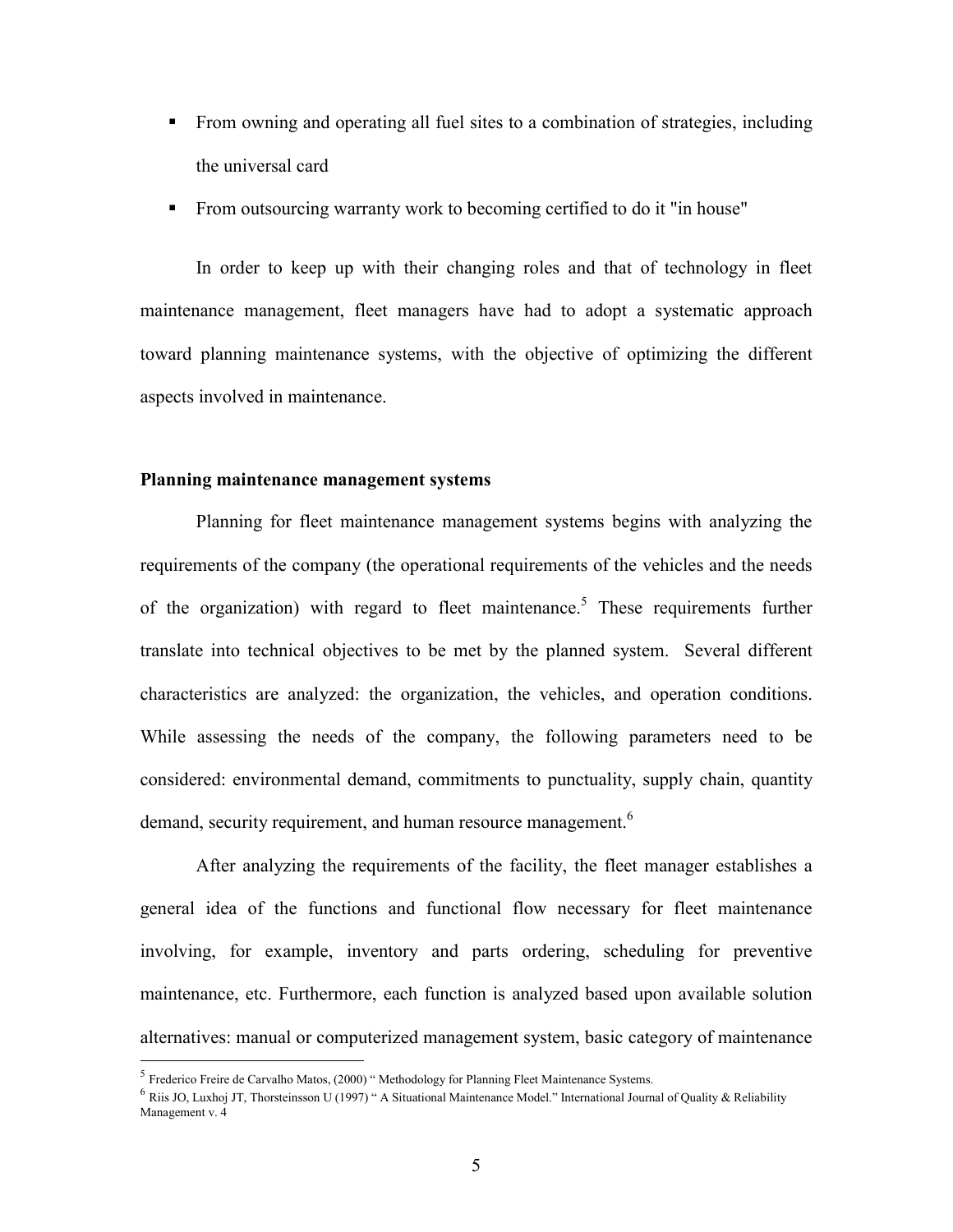- From owning and operating all fuel sites to a combination of strategies, including the universal card
- From outsourcing warranty work to becoming certified to do it "in house"

In order to keep up with their changing roles and that of technology in fleet maintenance management, fleet managers have had to adopt a systematic approach toward planning maintenance systems, with the objective of optimizing the different aspects involved in maintenance.

**Planning maintenance management systems**

Planning for fleet maintenance management systems begins with analyzing the requirements of the company (the operational requirements of the vehicles and the needs of the organization) with regard to fleet maintenance.[5] These requirements further translate into technical objectives to be met by the planned system. Several different characteristics are analyzed: the organization, the vehicles, and operation conditions. While assessing the needs of the company, the following parameters need to be considered: environmental demand, commitments to punctuality, supply chain, quantity demand, security requirement, and human resource management.[6]

After analyzing the requirements of the facility, the fleet manager establishes a general idea of the functions and functional flow necessary for fleet maintenance involving, for example, inventory and parts ordering, scheduling for preventive maintenance, etc. Furthermore, each function is analyzed based upon available solution alternatives: manual or computerized management system, basic category of maintenance

[5] Frederico Freire de Carvalho Matos, (2000) " Methodology for Planning Fleet Maintenance Systems.

[6] Riis JO, Luxhoj JT, Thorsteinsson U (1997) " A Situational Maintenance Model." International Journal of Quality & Reliability Management v. 4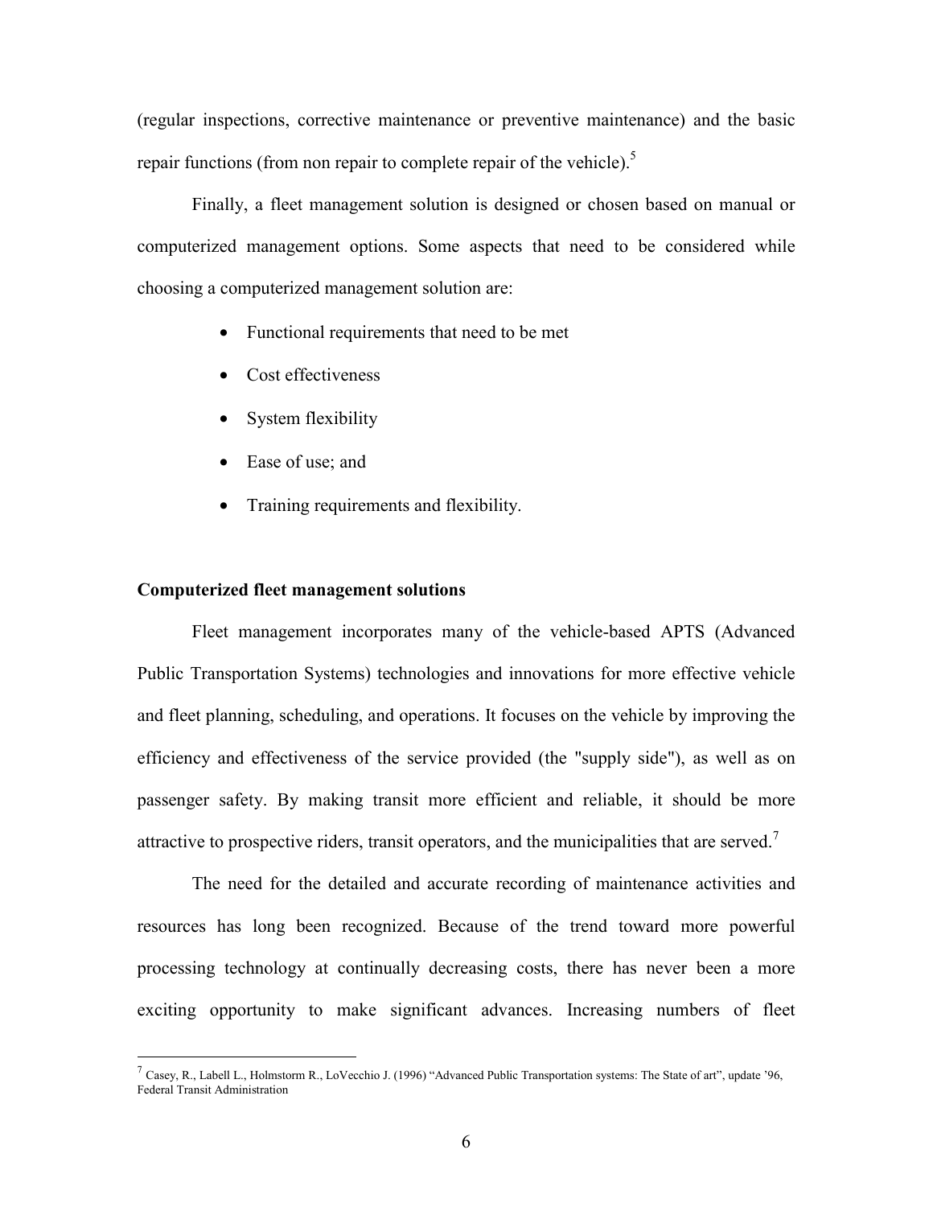(regular inspections, corrective maintenance or preventive maintenance) and the basic repair functions (from non repair to complete repair of the vehicle).[5]

Finally, a fleet management solution is designed or chosen based on manual or computerized management options. Some aspects that need to be considered while choosing a computerized management solution are:

- Functional requirements that need to be met
- Cost effectiveness
- System flexibility
- Ease of use; and
- Training requirements and flexibility.

**Computerized fleet management solutions**

Fleet management incorporates many of the vehicle-based APTS (Advanced Public Transportation Systems) technologies and innovations for more effective vehicle and fleet planning, scheduling, and operations. It focuses on the vehicle by improving the efficiency and effectiveness of the service provided (the "supply side"), as well as on passenger safety. By making transit more efficient and reliable, it should be more attractive to prospective riders, transit operators, and the municipalities that are served.[7]

The need for the detailed and accurate recording of maintenance activities and resources has long been recognized. Because of the trend toward more powerful processing technology at continually decreasing costs, there has never been a more exciting opportunity to make significant advances. Increasing numbers of fleet

---

[7] Casey, R., Labell L., Holmstorm R., LoVecchio J. (1996) "Advanced Public Transportation systems: The State of art", update '96, Federal Transit Administration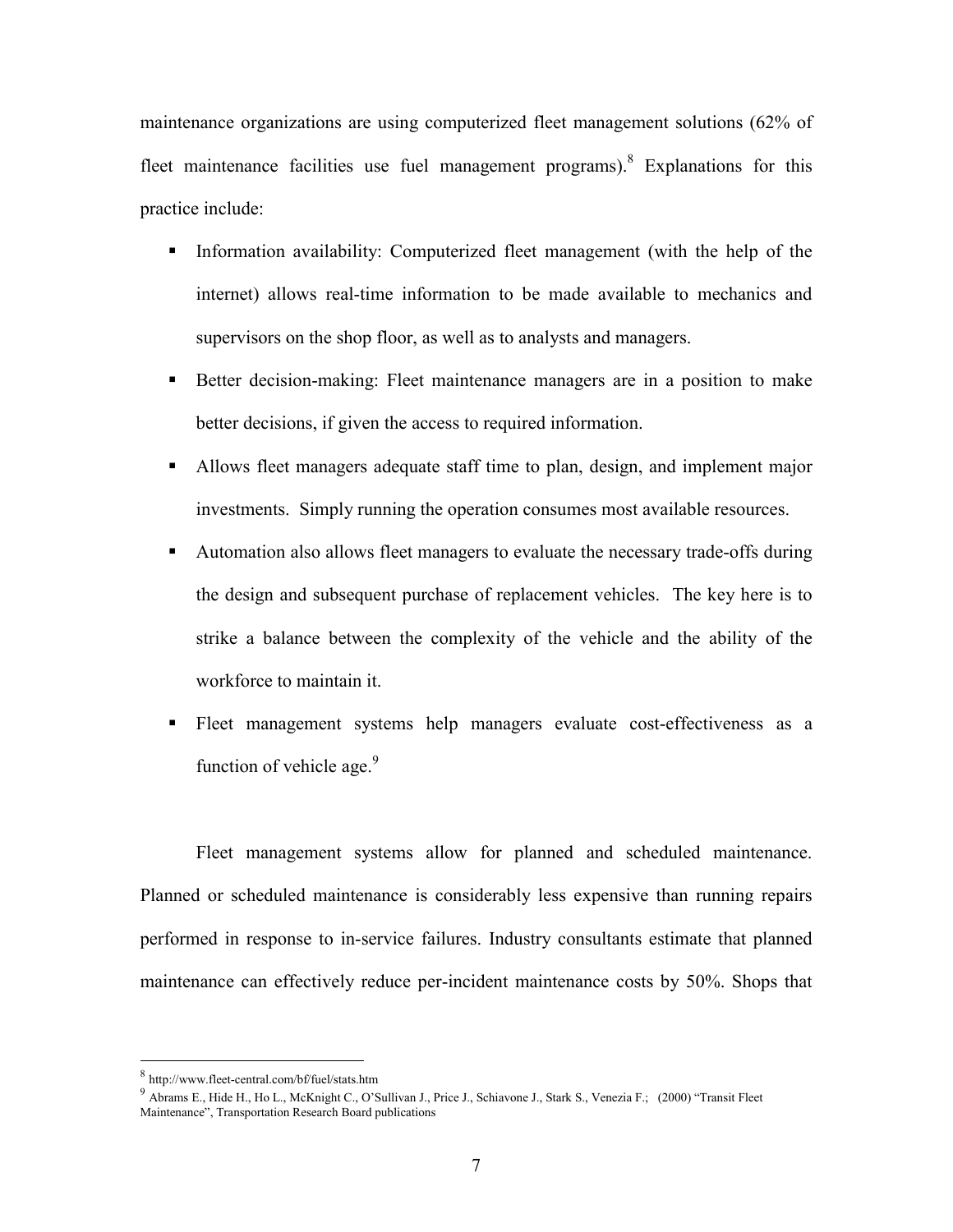maintenance organizations are using computerized fleet management solutions (62% of fleet maintenance facilities use fuel management programs).[8] Explanations for this practice include:

- Information availability: Computerized fleet management (with the help of the internet) allows real-time information to be made available to mechanics and supervisors on the shop floor, as well as to analysts and managers.
- Better decision-making: Fleet maintenance managers are in a position to make better decisions, if given the access to required information.
- Allows fleet managers adequate staff time to plan, design, and implement major investments. Simply running the operation consumes most available resources.
- Automation also allows fleet managers to evaluate the necessary trade-offs during the design and subsequent purchase of replacement vehicles. The key here is to strike a balance between the complexity of the vehicle and the ability of the workforce to maintain it.
- Fleet management systems help managers evaluate cost-effectiveness as a function of vehicle age.[9]

Fleet management systems allow for planned and scheduled maintenance. Planned or scheduled maintenance is considerably less expensive than running repairs performed in response to in-service failures. Industry consultants estimate that planned maintenance can effectively reduce per-incident maintenance costs by 50%. Shops that

---

[8] http://www.fleet-central.com/bf/fuel/stats.htm

[9] Abrams E., Hide H., Ho L., McKnight C., O'Sullivan J., Price J., Schiavone J., Stark S., Venezia F.; (2000) "Transit Fleet Maintenance", Transportation Research Board publications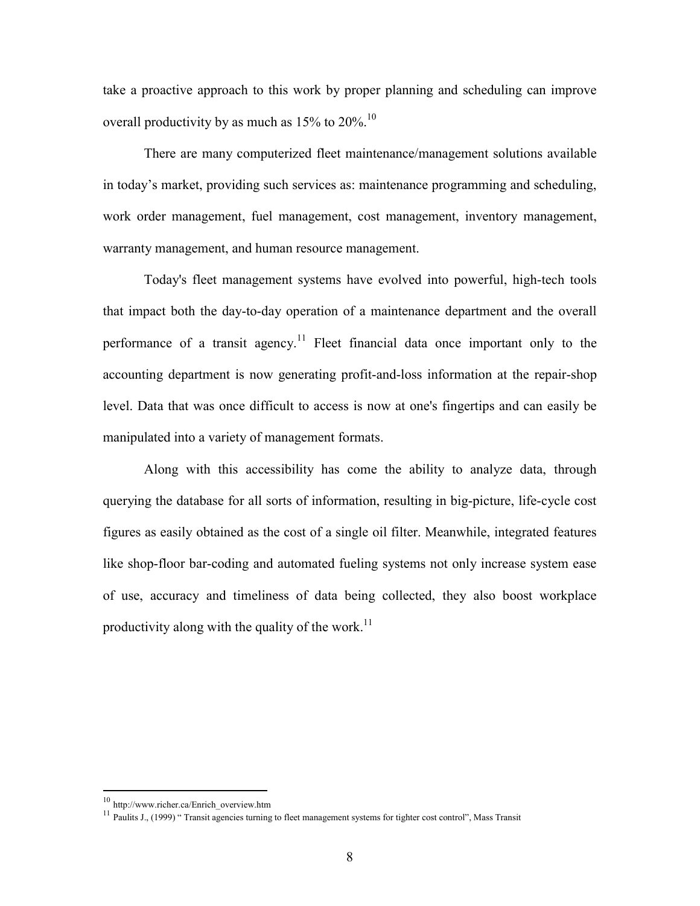take a proactive approach to this work by proper planning and scheduling can improve overall productivity by as much as 15% to 20%.[10]

There are many computerized fleet maintenance/management solutions available in today's market, providing such services as: maintenance programming and scheduling, work order management, fuel management, cost management, inventory management, warranty management, and human resource management.

Today's fleet management systems have evolved into powerful, high-tech tools that impact both the day-to-day operation of a maintenance department and the overall performance of a transit agency.[11] Fleet financial data once important only to the accounting department is now generating profit-and-loss information at the repair-shop level. Data that was once difficult to access is now at one's fingertips and can easily be manipulated into a variety of management formats.

Along with this accessibility has come the ability to analyze data, through querying the database for all sorts of information, resulting in big-picture, life-cycle cost figures as easily obtained as the cost of a single oil filter. Meanwhile, integrated features like shop-floor bar-coding and automated fueling systems not only increase system ease of use, accuracy and timeliness of data being collected, they also boost workplace productivity along with the quality of the work.[11]

---

[10] http://www.richer.ca/Enrich_overview.htm

[11] Paulits J., (1999) " Transit agencies turning to fleet management systems for tighter cost control", Mass Transit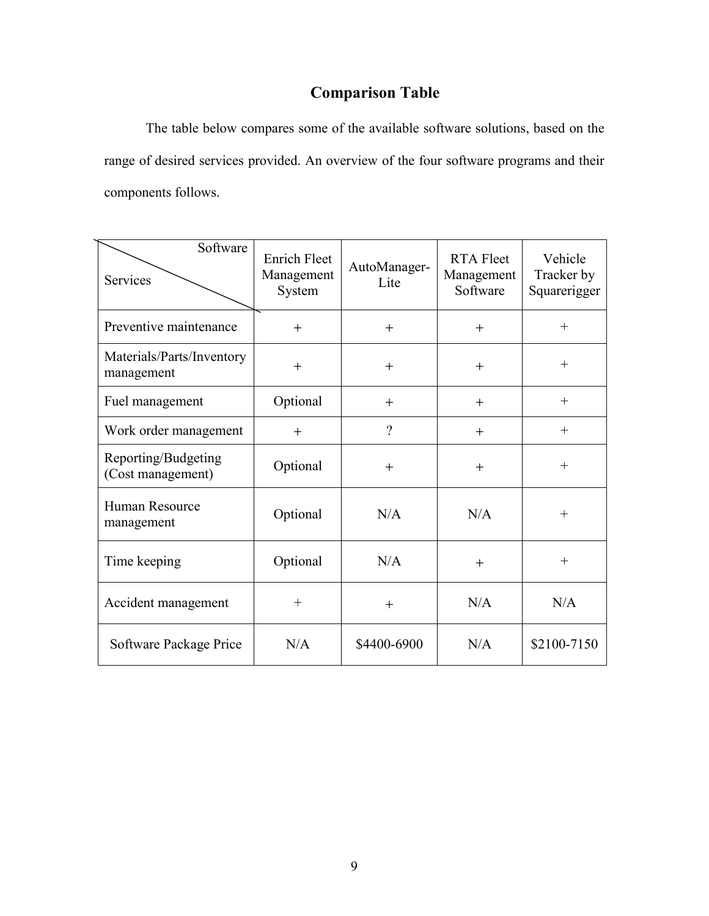## Comparison Table

The table below compares some of the available software solutions, based on the range of desired services provided. An overview of the four software programs and their components follows.

| Services \ Software | Enrich Fleet Management System | AutoManager-Lite | RTA Fleet Management Software | Vehicle Tracker by Squarerigger |
|---|---|---|---|---|
| Preventive maintenance | + | + | + | + |
| Materials/Parts/Inventory management | + | + | + | + |
| Fuel management | Optional | + | + | + |
| Work order management | + | ? | + | + |
| Reporting/Budgeting (Cost management) | Optional | + | + | + |
| Human Resource management | Optional | N/A | N/A | + |
| Time keeping | Optional | N/A | + | + |
| Accident management | + | + | N/A | N/A |
| Software Package Price | N/A | $4400-6900 | N/A | $2100-7150 |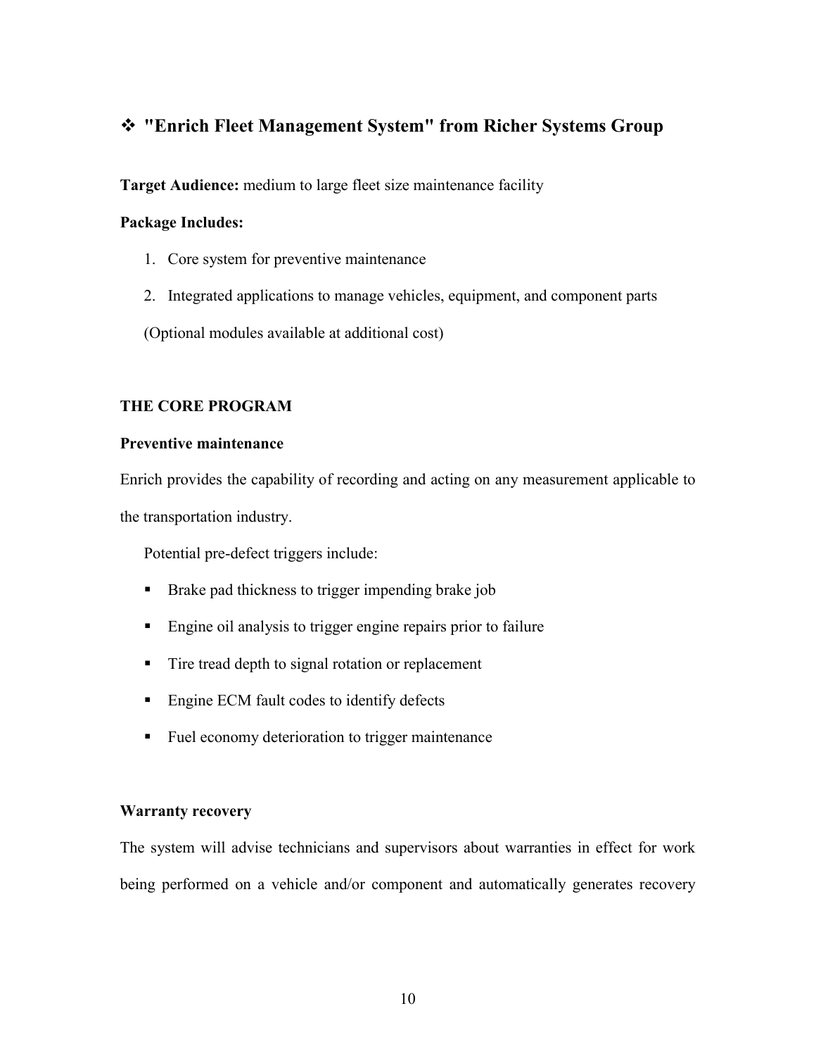## ❖ "Enrich Fleet Management System" from Richer Systems Group

**Target Audience:** medium to large fleet size maintenance facility

**Package Includes:**

1. Core system for preventive maintenance
2. Integrated applications to manage vehicles, equipment, and component parts

(Optional modules available at additional cost)

**THE CORE PROGRAM**

**Preventive maintenance**

Enrich provides the capability of recording and acting on any measurement applicable to the transportation industry.

Potential pre-defect triggers include:

- Brake pad thickness to trigger impending brake job
- Engine oil analysis to trigger engine repairs prior to failure
- Tire tread depth to signal rotation or replacement
- Engine ECM fault codes to identify defects
- Fuel economy deterioration to trigger maintenance

**Warranty recovery**

The system will advise technicians and supervisors about warranties in effect for work being performed on a vehicle and/or component and automatically generates recovery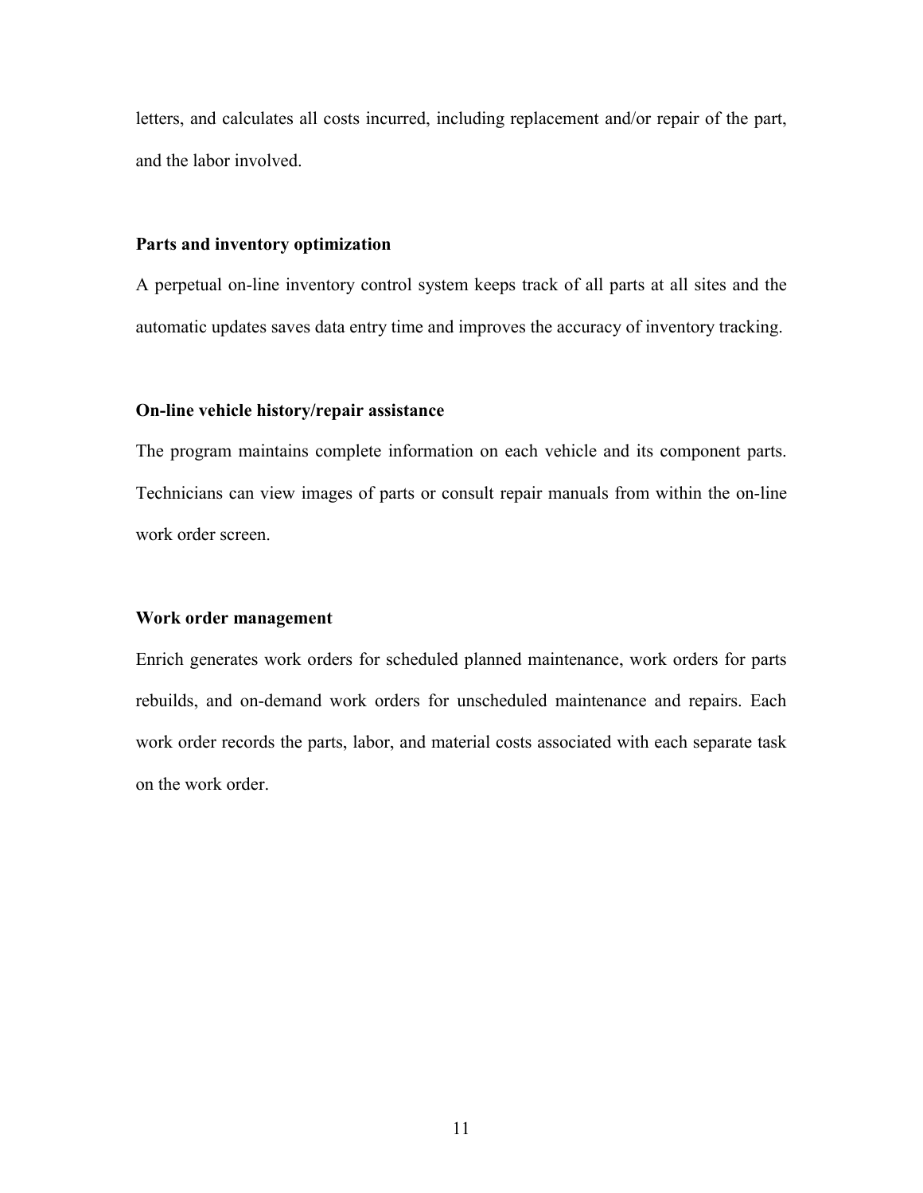letters, and calculates all costs incurred, including replacement and/or repair of the part, and the labor involved.

**Parts and inventory optimization**

A perpetual on-line inventory control system keeps track of all parts at all sites and the automatic updates saves data entry time and improves the accuracy of inventory tracking.

**On-line vehicle history/repair assistance**

The program maintains complete information on each vehicle and its component parts. Technicians can view images of parts or consult repair manuals from within the on-line work order screen.

**Work order management**

Enrich generates work orders for scheduled planned maintenance, work orders for parts rebuilds, and on-demand work orders for unscheduled maintenance and repairs. Each work order records the parts, labor, and material costs associated with each separate task on the work order.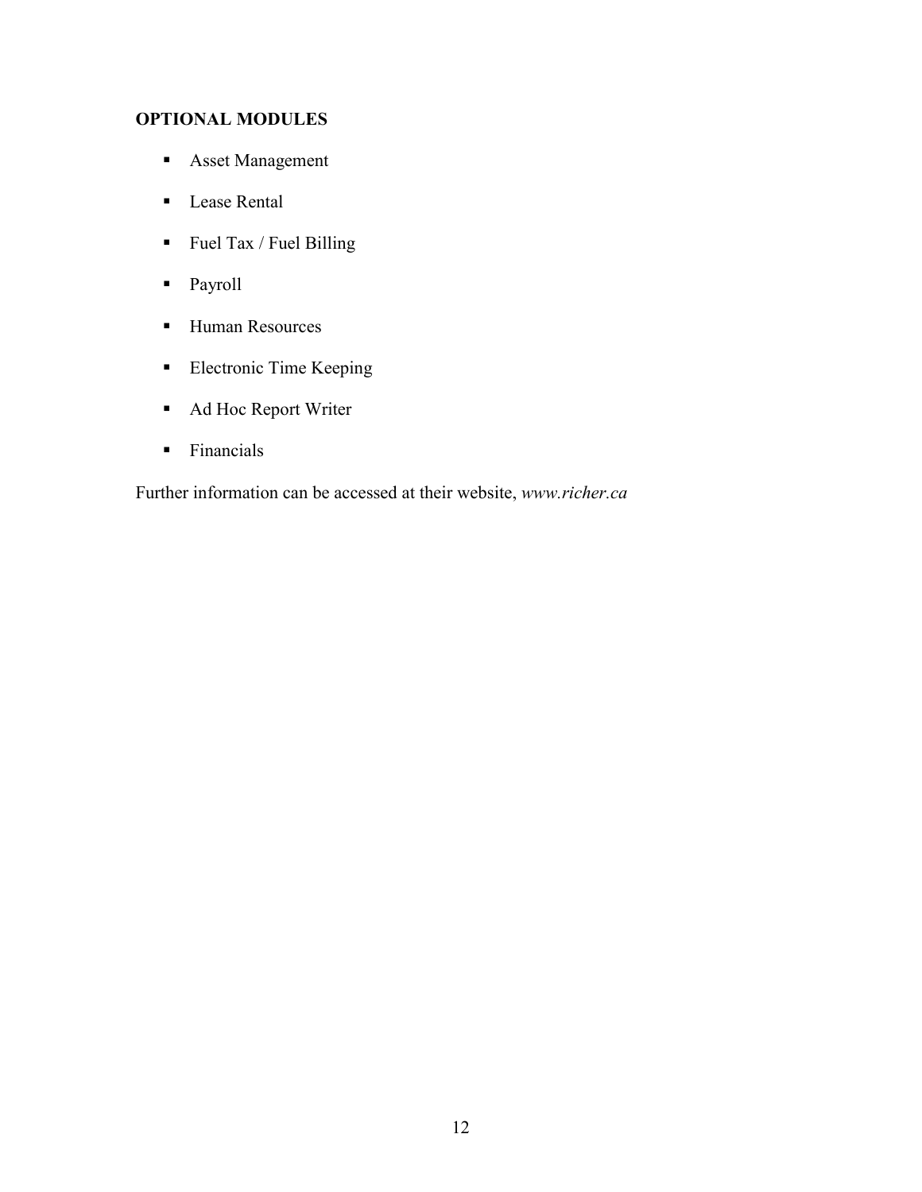**OPTIONAL MODULES**

- Asset Management
- Lease Rental
- Fuel Tax / Fuel Billing
- Payroll
- Human Resources
- Electronic Time Keeping
- Ad Hoc Report Writer
- Financials

Further information can be accessed at their website, *www.richer.ca*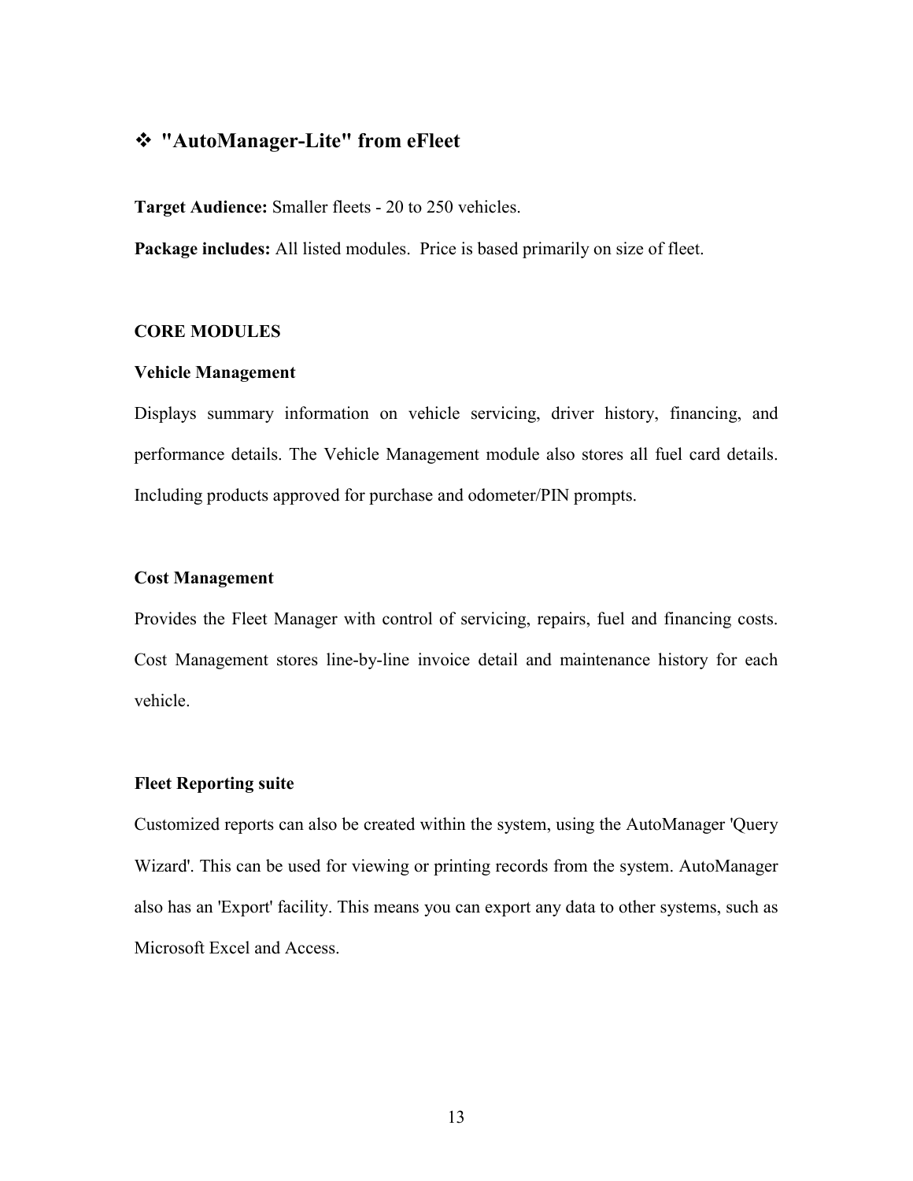## ❖ "AutoManager-Lite" from eFleet

**Target Audience:** Smaller fleets - 20 to 250 vehicles.

**Package includes:** All listed modules. Price is based primarily on size of fleet.

**CORE MODULES**

**Vehicle Management**

Displays summary information on vehicle servicing, driver history, financing, and performance details. The Vehicle Management module also stores all fuel card details. Including products approved for purchase and odometer/PIN prompts.

**Cost Management**

Provides the Fleet Manager with control of servicing, repairs, fuel and financing costs. Cost Management stores line-by-line invoice detail and maintenance history for each vehicle.

**Fleet Reporting suite**

Customized reports can also be created within the system, using the AutoManager 'Query Wizard'. This can be used for viewing or printing records from the system. AutoManager also has an 'Export' facility. This means you can export any data to other systems, such as Microsoft Excel and Access.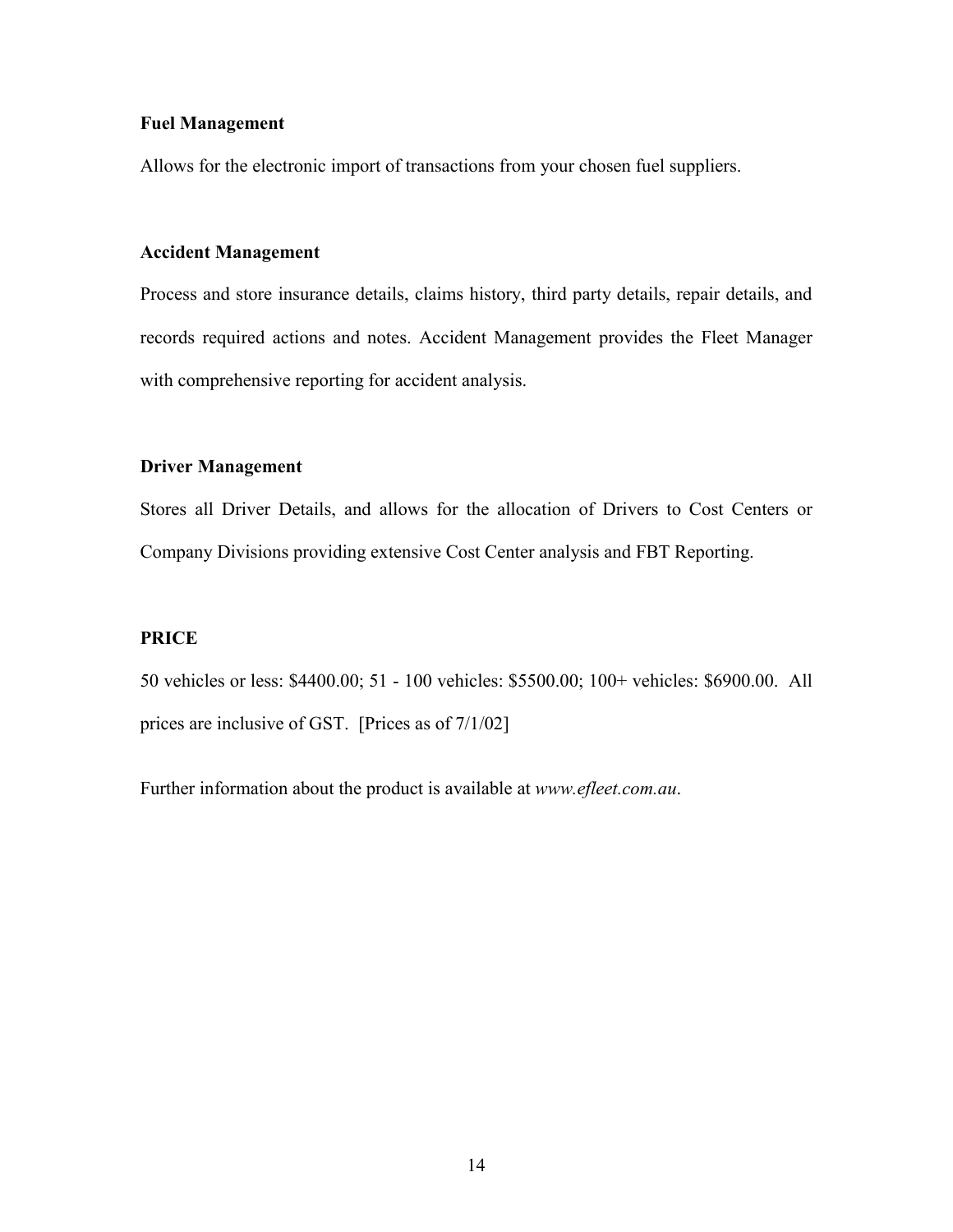**Fuel Management**

Allows for the electronic import of transactions from your chosen fuel suppliers.

**Accident Management**

Process and store insurance details, claims history, third party details, repair details, and records required actions and notes. Accident Management provides the Fleet Manager with comprehensive reporting for accident analysis.

**Driver Management**

Stores all Driver Details, and allows for the allocation of Drivers to Cost Centers or Company Divisions providing extensive Cost Center analysis and FBT Reporting.

**PRICE**

50 vehicles or less: $4400.00; 51 - 100 vehicles: $5500.00; 100+ vehicles: $6900.00. All prices are inclusive of GST. [Prices as of 7/1/02]

Further information about the product is available at *www.efleet.com.au*.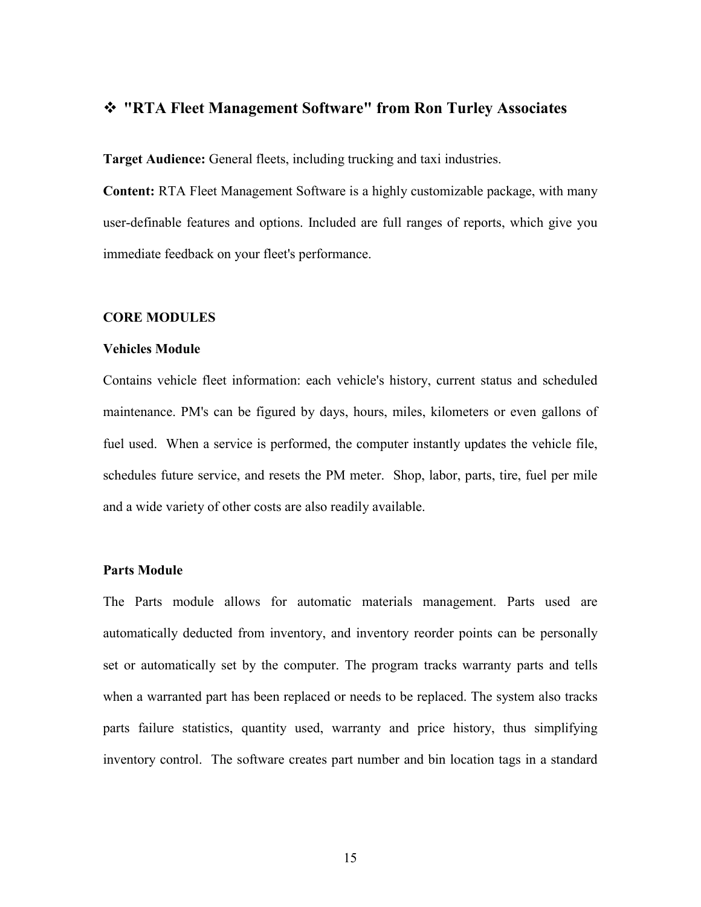## ❖ "RTA Fleet Management Software" from Ron Turley Associates

**Target Audience:** General fleets, including trucking and taxi industries.

**Content:** RTA Fleet Management Software is a highly customizable package, with many user-definable features and options. Included are full ranges of reports, which give you immediate feedback on your fleet's performance.

**CORE MODULES**

**Vehicles Module**

Contains vehicle fleet information: each vehicle's history, current status and scheduled maintenance. PM's can be figured by days, hours, miles, kilometers or even gallons of fuel used. When a service is performed, the computer instantly updates the vehicle file, schedules future service, and resets the PM meter. Shop, labor, parts, tire, fuel per mile and a wide variety of other costs are also readily available.

**Parts Module**

The Parts module allows for automatic materials management. Parts used are automatically deducted from inventory, and inventory reorder points can be personally set or automatically set by the computer. The program tracks warranty parts and tells when a warranted part has been replaced or needs to be replaced. The system also tracks parts failure statistics, quantity used, warranty and price history, thus simplifying inventory control. The software creates part number and bin location tags in a standard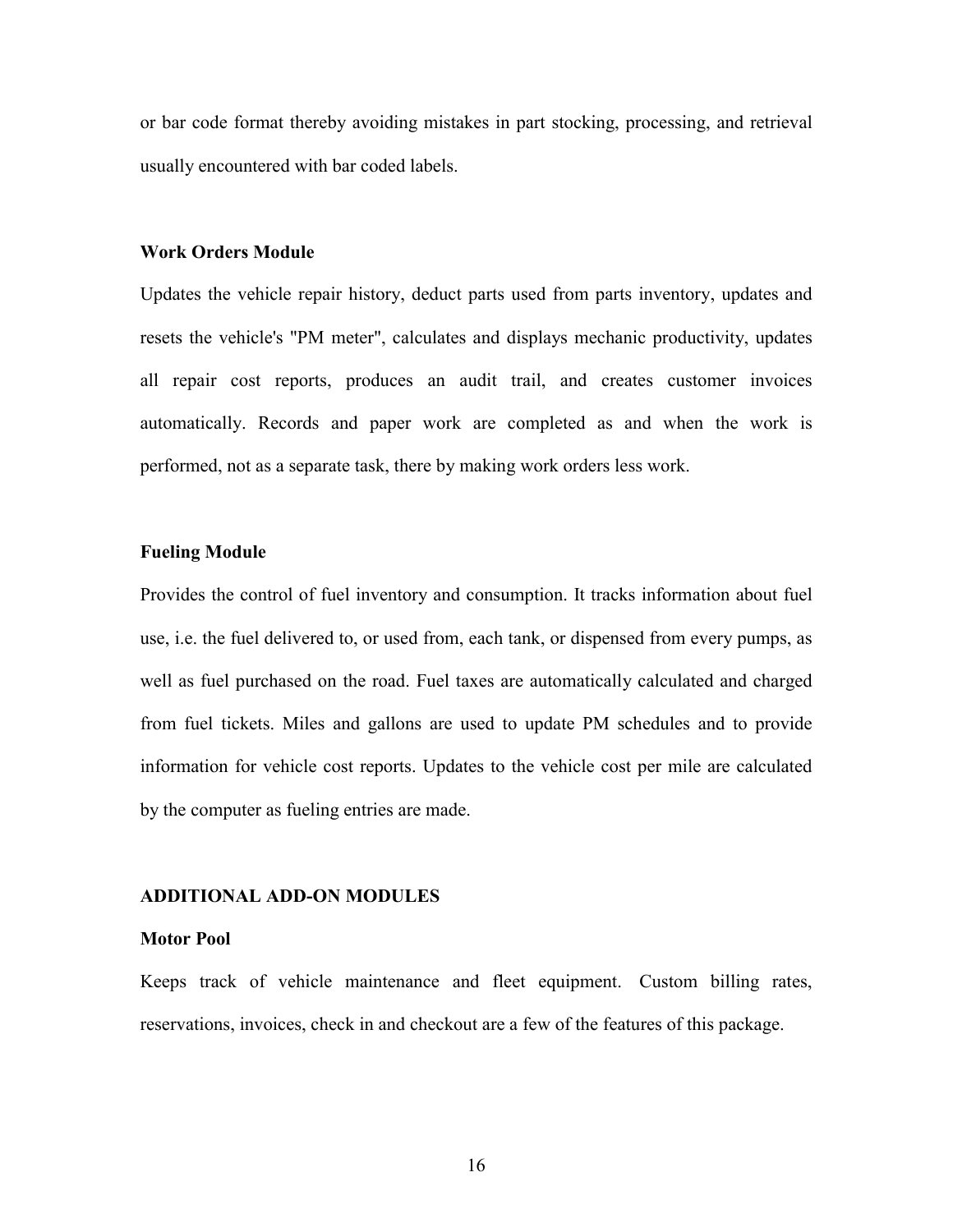or bar code format thereby avoiding mistakes in part stocking, processing, and retrieval usually encountered with bar coded labels.

**Work Orders Module**

Updates the vehicle repair history, deduct parts used from parts inventory, updates and resets the vehicle's "PM meter", calculates and displays mechanic productivity, updates all repair cost reports, produces an audit trail, and creates customer invoices automatically. Records and paper work are completed as and when the work is performed, not as a separate task, there by making work orders less work.

**Fueling Module**

Provides the control of fuel inventory and consumption. It tracks information about fuel use, i.e. the fuel delivered to, or used from, each tank, or dispensed from every pumps, as well as fuel purchased on the road. Fuel taxes are automatically calculated and charged from fuel tickets. Miles and gallons are used to update PM schedules and to provide information for vehicle cost reports. Updates to the vehicle cost per mile are calculated by the computer as fueling entries are made.

**ADDITIONAL ADD-ON MODULES**

**Motor Pool**

Keeps track of vehicle maintenance and fleet equipment. Custom billing rates, reservations, invoices, check in and checkout are a few of the features of this package.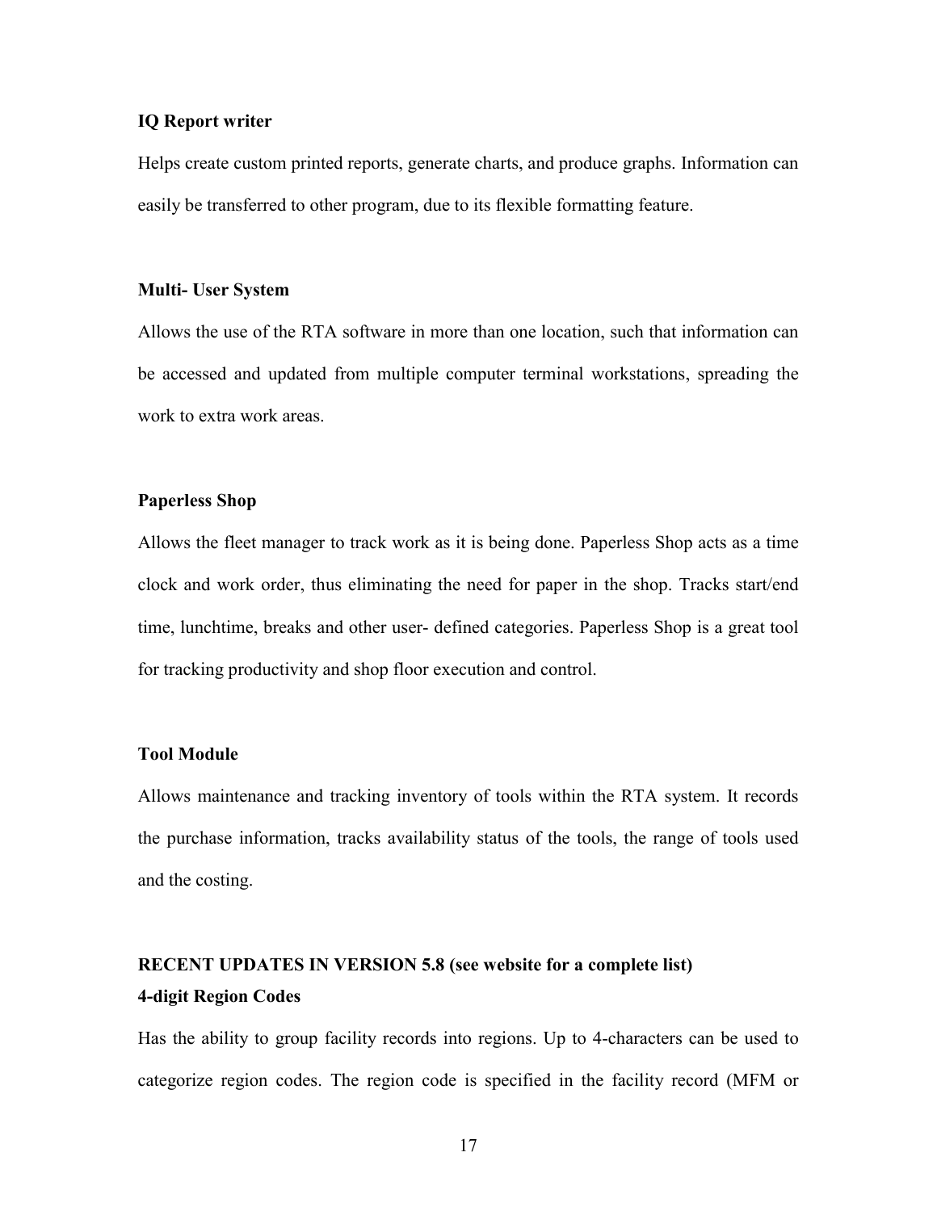**IQ Report writer**

Helps create custom printed reports, generate charts, and produce graphs. Information can easily be transferred to other program, due to its flexible formatting feature.

**Multi- User System**

Allows the use of the RTA software in more than one location, such that information can be accessed and updated from multiple computer terminal workstations, spreading the work to extra work areas.

**Paperless Shop**

Allows the fleet manager to track work as it is being done. Paperless Shop acts as a time clock and work order, thus eliminating the need for paper in the shop. Tracks start/end time, lunchtime, breaks and other user- defined categories. Paperless Shop is a great tool for tracking productivity and shop floor execution and control.

**Tool Module**

Allows maintenance and tracking inventory of tools within the RTA system. It records the purchase information, tracks availability status of the tools, the range of tools used and the costing.

**RECENT UPDATES IN VERSION 5.8 (see website for a complete list)**

**4-digit Region Codes**

Has the ability to group facility records into regions. Up to 4-characters can be used to categorize region codes. The region code is specified in the facility record (MFM or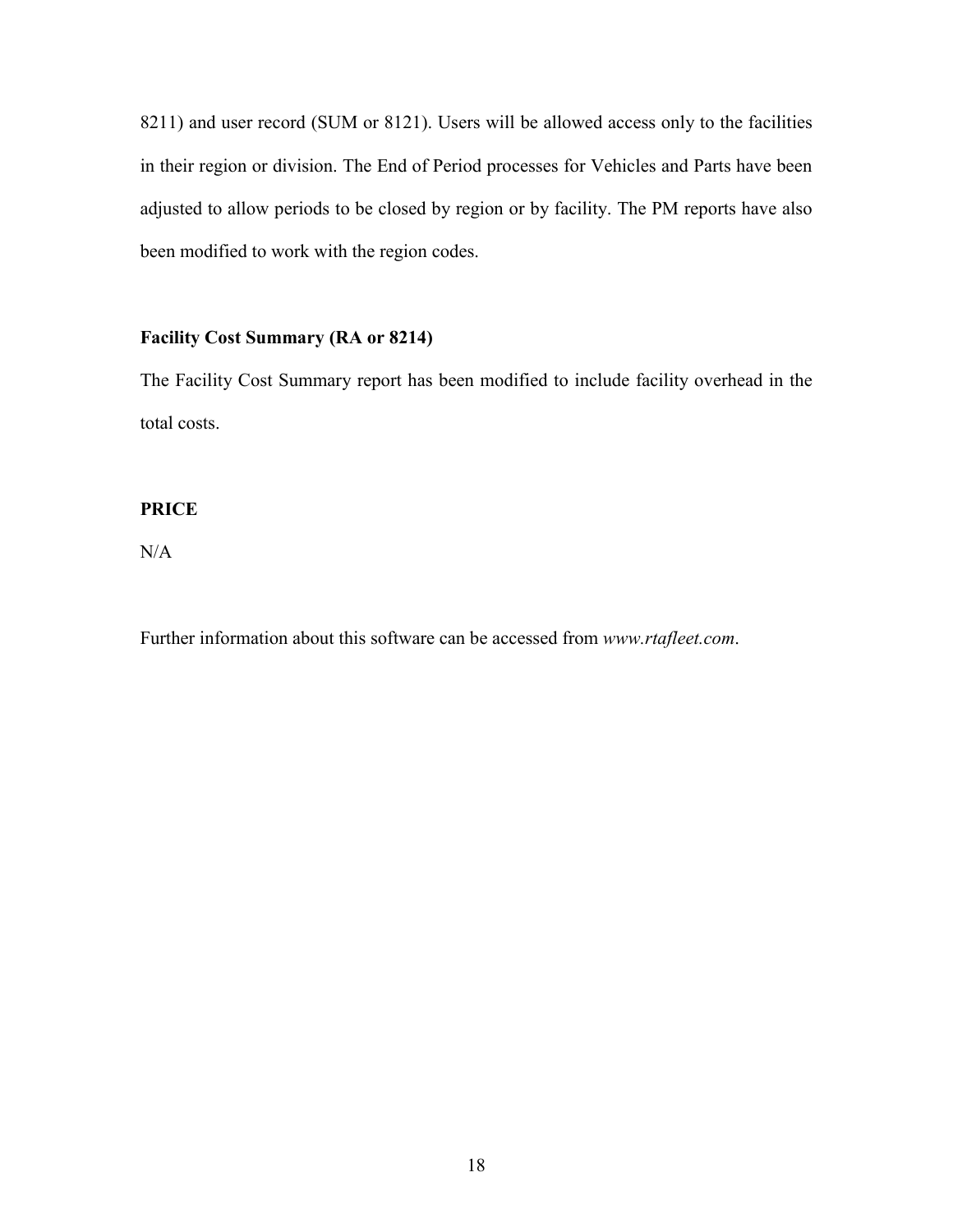8211) and user record (SUM or 8121). Users will be allowed access only to the facilities in their region or division. The End of Period processes for Vehicles and Parts have been adjusted to allow periods to be closed by region or by facility. The PM reports have also been modified to work with the region codes.

**Facility Cost Summary (RA or 8214)**

The Facility Cost Summary report has been modified to include facility overhead in the total costs.

**PRICE**

N/A

Further information about this software can be accessed from *www.rtafleet.com*.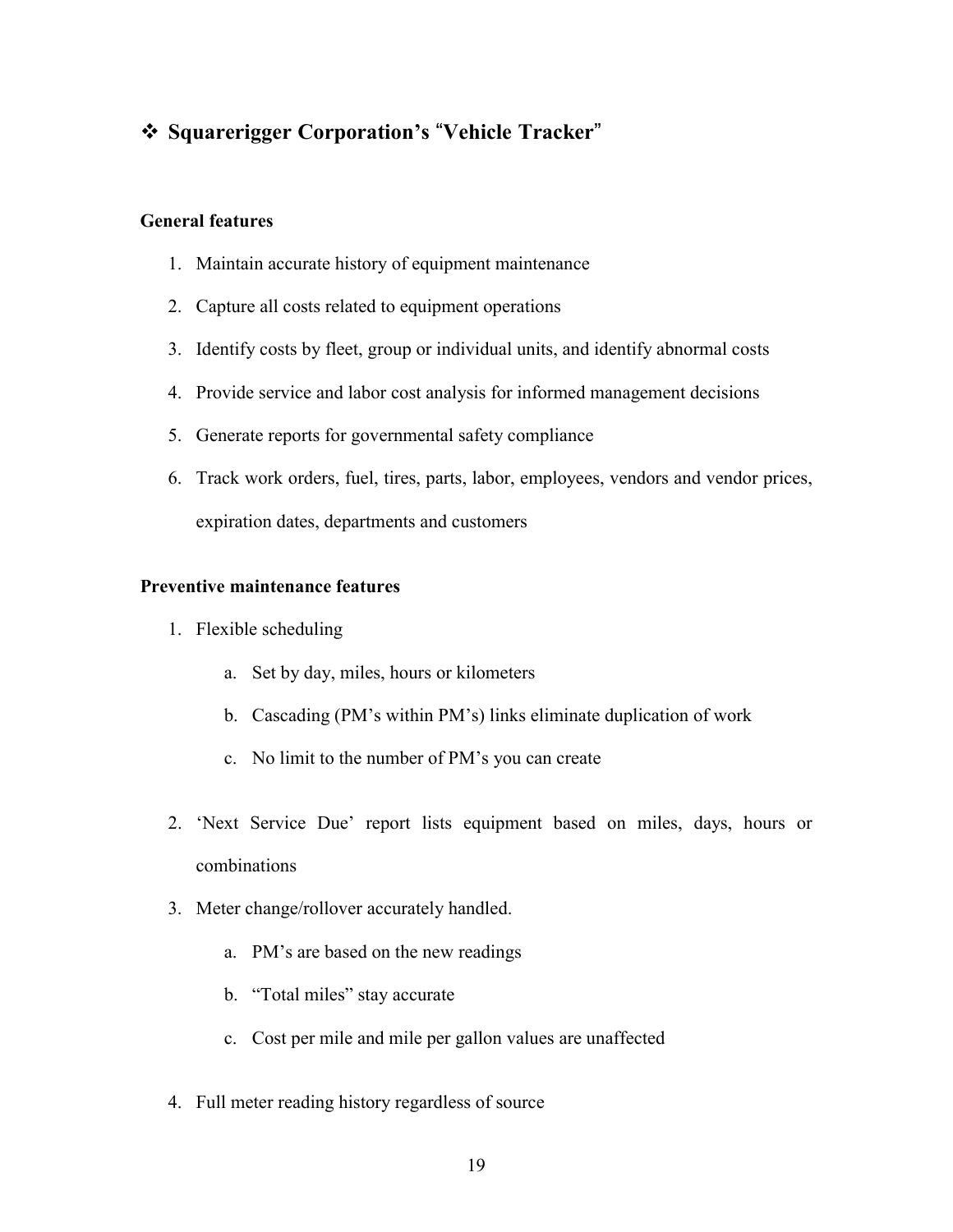## ❖ Squarerigger Corporation's "Vehicle Tracker"

### General features

1. Maintain accurate history of equipment maintenance
2. Capture all costs related to equipment operations
3. Identify costs by fleet, group or individual units, and identify abnormal costs
4. Provide service and labor cost analysis for informed management decisions
5. Generate reports for governmental safety compliance
6. Track work orders, fuel, tires, parts, labor, employees, vendors and vendor prices, expiration dates, departments and customers

### Preventive maintenance features

1. Flexible scheduling
   a. Set by day, miles, hours or kilometers
   b. Cascading (PM's within PM's) links eliminate duplication of work
   c. No limit to the number of PM's you can create

2. 'Next Service Due' report lists equipment based on miles, days, hours or combinations
3. Meter change/rollover accurately handled.
   a. PM's are based on the new readings
   b. "Total miles" stay accurate
   c. Cost per mile and mile per gallon values are unaffected

4. Full meter reading history regardless of source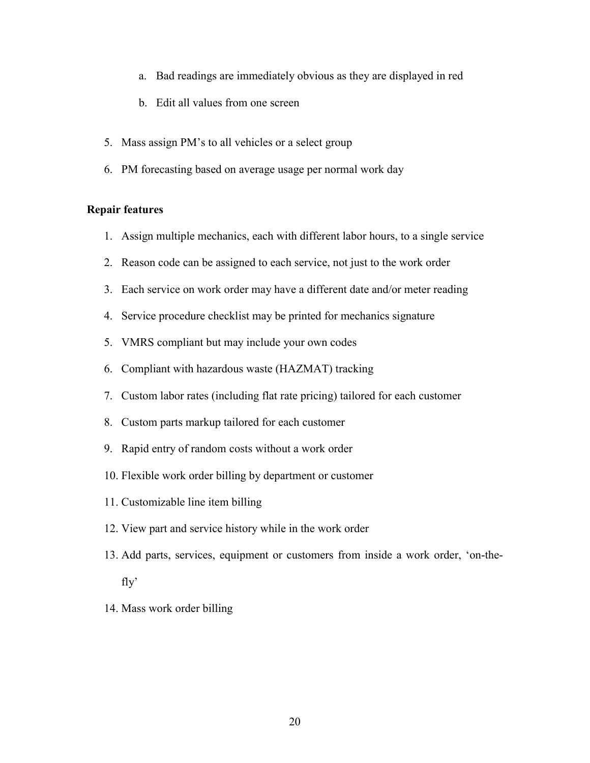a. Bad readings are immediately obvious as they are displayed in red
   b. Edit all values from one screen

5. Mass assign PM's to all vehicles or a select group
6. PM forecasting based on average usage per normal work day

**Repair features**

1. Assign multiple mechanics, each with different labor hours, to a single service
2. Reason code can be assigned to each service, not just to the work order
3. Each service on work order may have a different date and/or meter reading
4. Service procedure checklist may be printed for mechanics signature
5. VMRS compliant but may include your own codes
6. Compliant with hazardous waste (HAZMAT) tracking
7. Custom labor rates (including flat rate pricing) tailored for each customer
8. Custom parts markup tailored for each customer
9. Rapid entry of random costs without a work order
10. Flexible work order billing by department or customer
11. Customizable line item billing
12. View part and service history while in the work order
13. Add parts, services, equipment or customers from inside a work order, 'on-the-fly'
14. Mass work order billing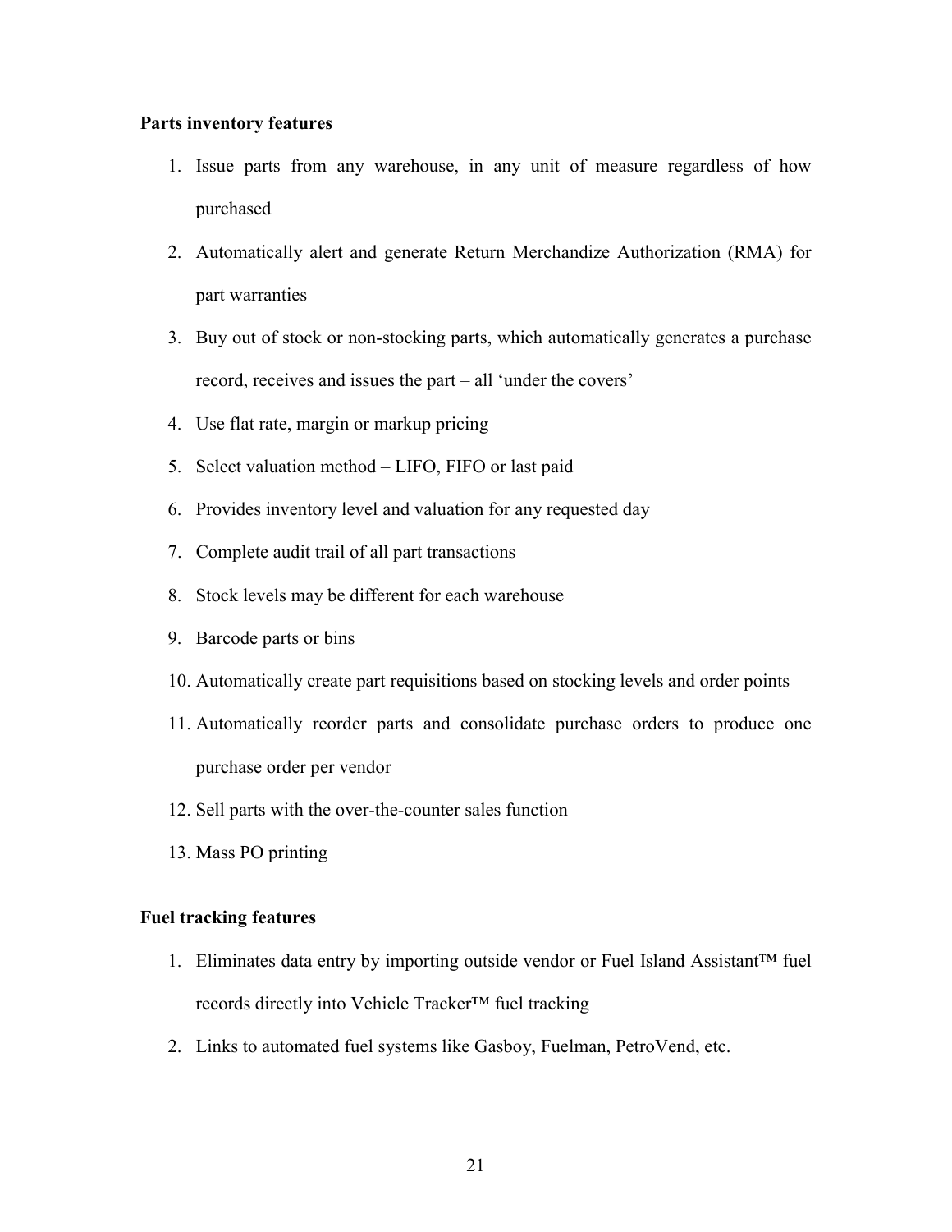**Parts inventory features**

1. Issue parts from any warehouse, in any unit of measure regardless of how purchased
2. Automatically alert and generate Return Merchandize Authorization (RMA) for part warranties
3. Buy out of stock or non-stocking parts, which automatically generates a purchase record, receives and issues the part – all 'under the covers'
4. Use flat rate, margin or markup pricing
5. Select valuation method – LIFO, FIFO or last paid
6. Provides inventory level and valuation for any requested day
7. Complete audit trail of all part transactions
8. Stock levels may be different for each warehouse
9. Barcode parts or bins
10. Automatically create part requisitions based on stocking levels and order points
11. Automatically reorder parts and consolidate purchase orders to produce one purchase order per vendor
12. Sell parts with the over-the-counter sales function
13. Mass PO printing

**Fuel tracking features**

1. Eliminates data entry by importing outside vendor or Fuel Island Assistant™ fuel records directly into Vehicle Tracker™ fuel tracking
2. Links to automated fuel systems like Gasboy, Fuelman, PetroVend, etc.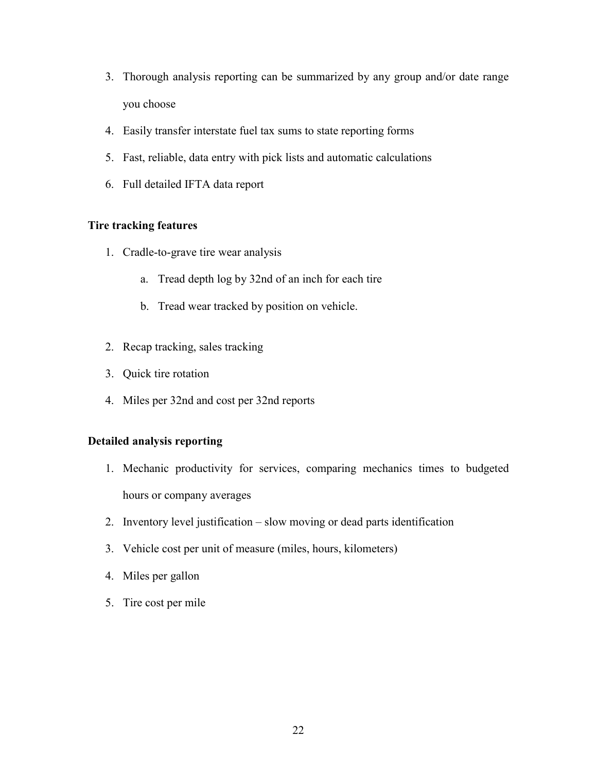3. Thorough analysis reporting can be summarized by any group and/or date range you choose
4. Easily transfer interstate fuel tax sums to state reporting forms
5. Fast, reliable, data entry with pick lists and automatic calculations
6. Full detailed IFTA data report

**Tire tracking features**

1. Cradle-to-grave tire wear analysis
   a. Tread depth log by 32nd of an inch for each tire
   b. Tread wear tracked by position on vehicle.
2. Recap tracking, sales tracking
3. Quick tire rotation
4. Miles per 32nd and cost per 32nd reports

**Detailed analysis reporting**

1. Mechanic productivity for services, comparing mechanics times to budgeted hours or company averages
2. Inventory level justification – slow moving or dead parts identification
3. Vehicle cost per unit of measure (miles, hours, kilometers)
4. Miles per gallon
5. Tire cost per mile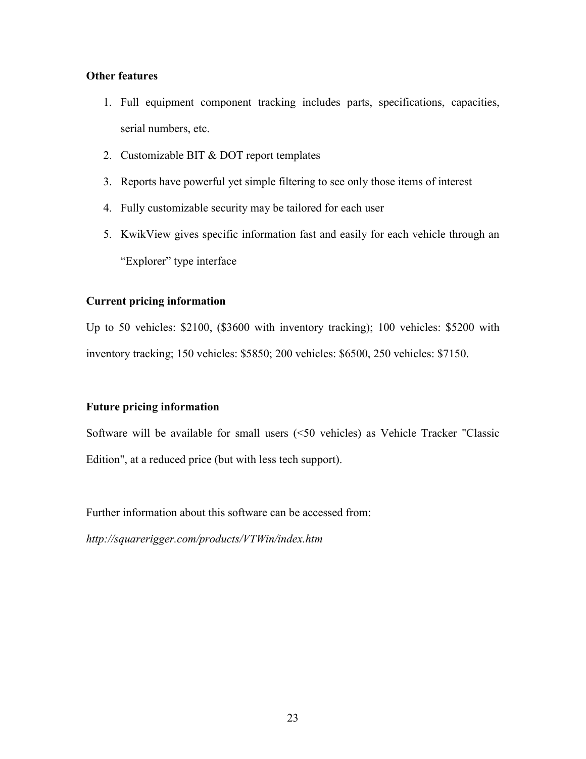**Other features**

1. Full equipment component tracking includes parts, specifications, capacities, serial numbers, etc.
2. Customizable BIT & DOT report templates
3. Reports have powerful yet simple filtering to see only those items of interest
4. Fully customizable security may be tailored for each user
5. KwikView gives specific information fast and easily for each vehicle through an "Explorer" type interface

**Current pricing information**

Up to 50 vehicles: $2100, ($3600 with inventory tracking); 100 vehicles: $5200 with inventory tracking; 150 vehicles: $5850; 200 vehicles: $6500, 250 vehicles: $7150.

**Future pricing information**

Software will be available for small users (<50 vehicles) as Vehicle Tracker "Classic Edition", at a reduced price (but with less tech support).

Further information about this software can be accessed from:

*http://squarerigger.com/products/VTWin/index.htm*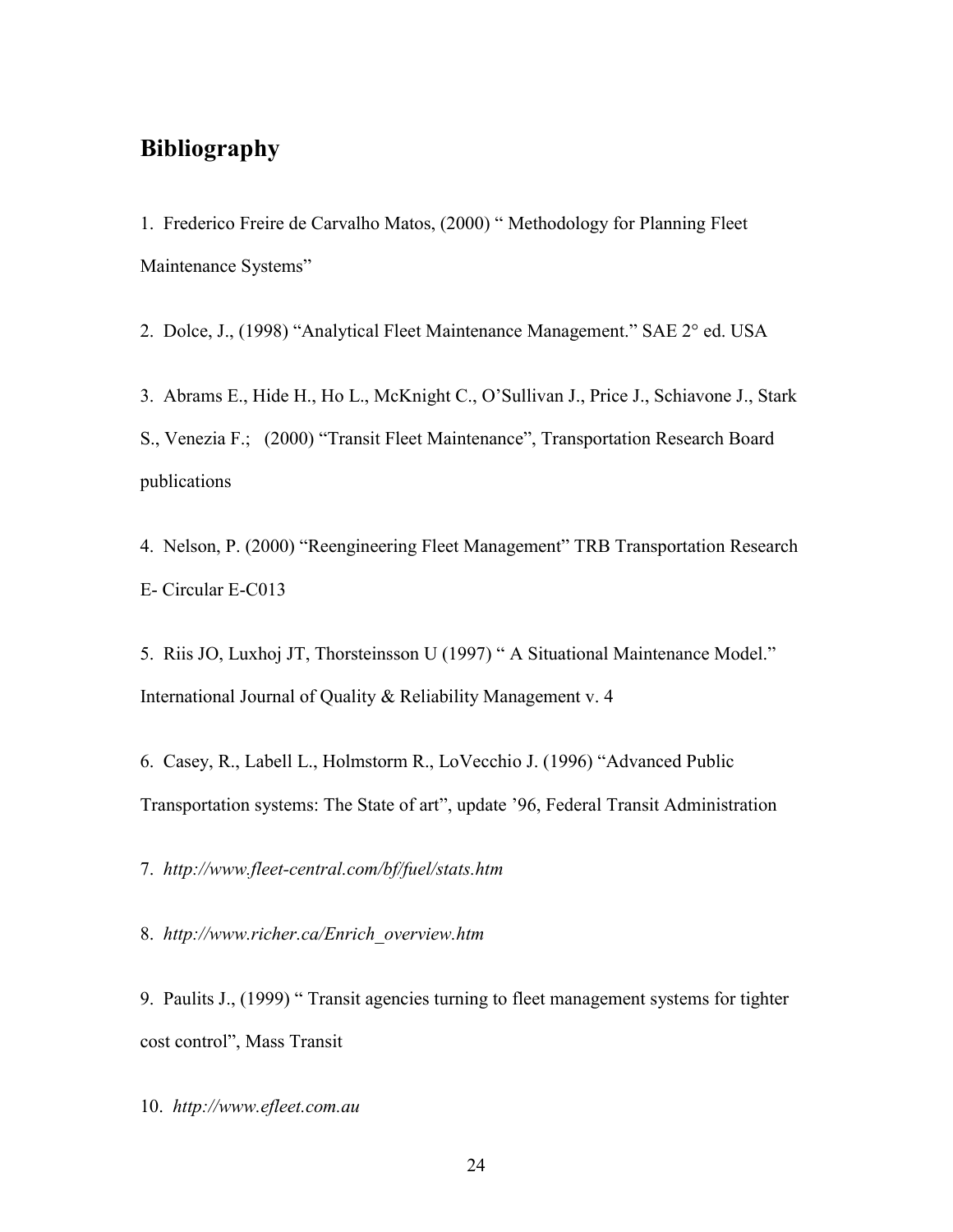## Bibliography

1. Frederico Freire de Carvalho Matos, (2000) " Methodology for Planning Fleet Maintenance Systems"

2. Dolce, J., (1998) "Analytical Fleet Maintenance Management." SAE 2° ed. USA

3. Abrams E., Hide H., Ho L., McKnight C., O'Sullivan J., Price J., Schiavone J., Stark S., Venezia F.; (2000) "Transit Fleet Maintenance", Transportation Research Board publications

4. Nelson, P. (2000) "Reengineering Fleet Management" TRB Transportation Research E- Circular E-C013

5. Riis JO, Luxhoj JT, Thorsteinsson U (1997) " A Situational Maintenance Model." International Journal of Quality & Reliability Management v. 4

6. Casey, R., Labell L., Holmstorm R., LoVecchio J. (1996) "Advanced Public Transportation systems: The State of art", update '96, Federal Transit Administration

7. *http://www.fleet-central.com/bf/fuel/stats.htm*

8. *http://www.richer.ca/Enrich_overview.htm*

9. Paulits J., (1999) " Transit agencies turning to fleet management systems for tighter cost control", Mass Transit

10. *http://www.efleet.com.au*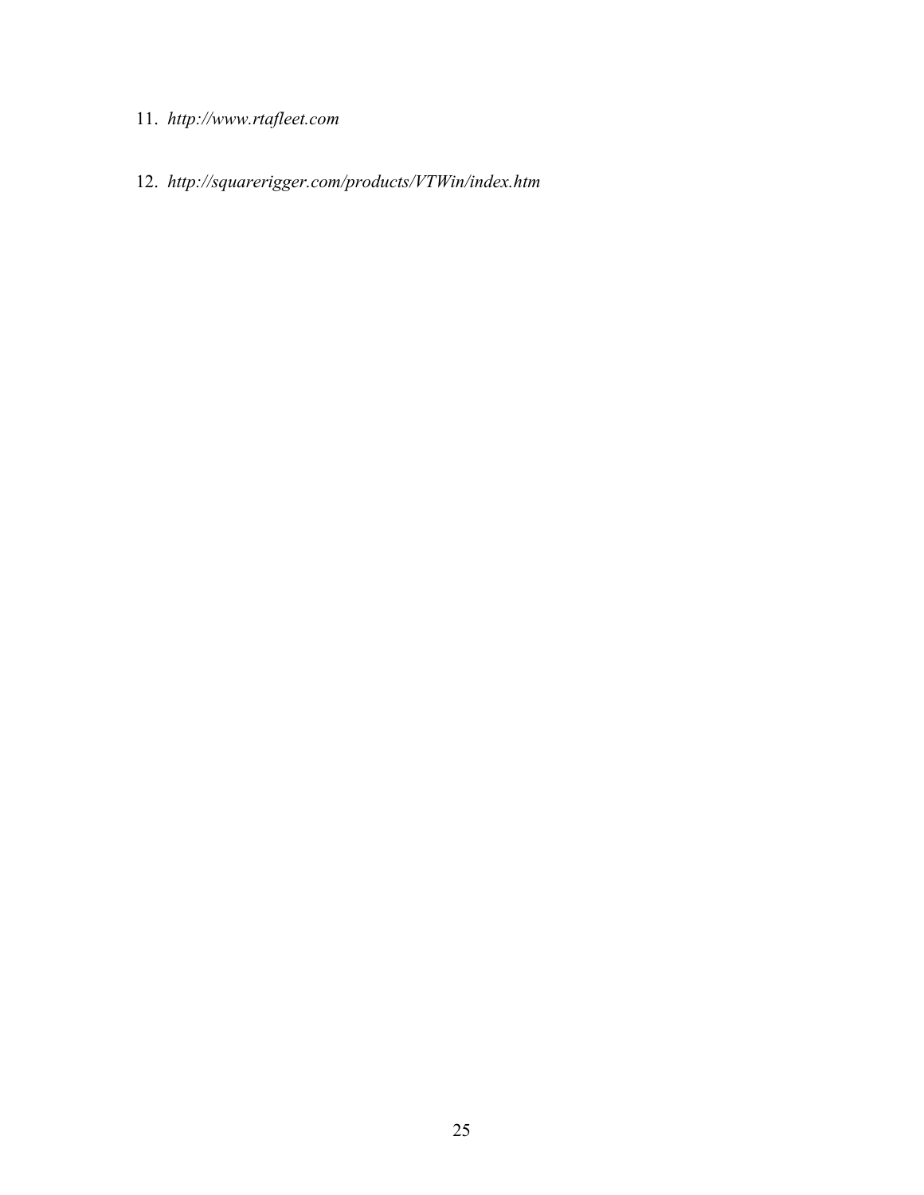11. *http://www.rtafleet.com*

12. *http://squarerigger.com/products/VTWin/index.htm*